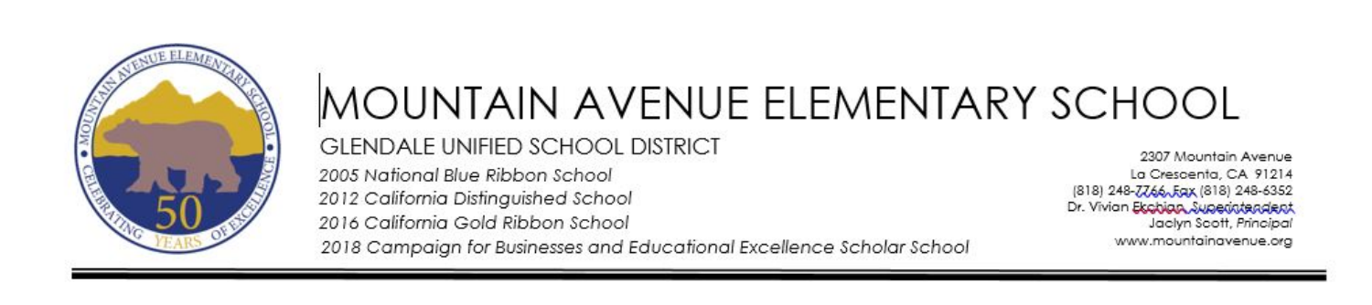# MOUNTAIN AVENUE ELEMENTARY SCHOOL

GLENDALE UNIFIED SCHOOL DISTRICT

*2005 National Blue Ribbon School*
*2012 California Distinguished School*
*2016 California Gold Ribbon School*
*2018 Campaign for Businesses and Educational Excellence Scholar School*

2307 Mountain Avenue
La Crescenta, CA 91214
(818) 248-7766, Fax (818) 248-6352
Dr. Vivian Ekchian, Superintendent
Jaclyn Scott, *Principal*
www.mountainavenue.org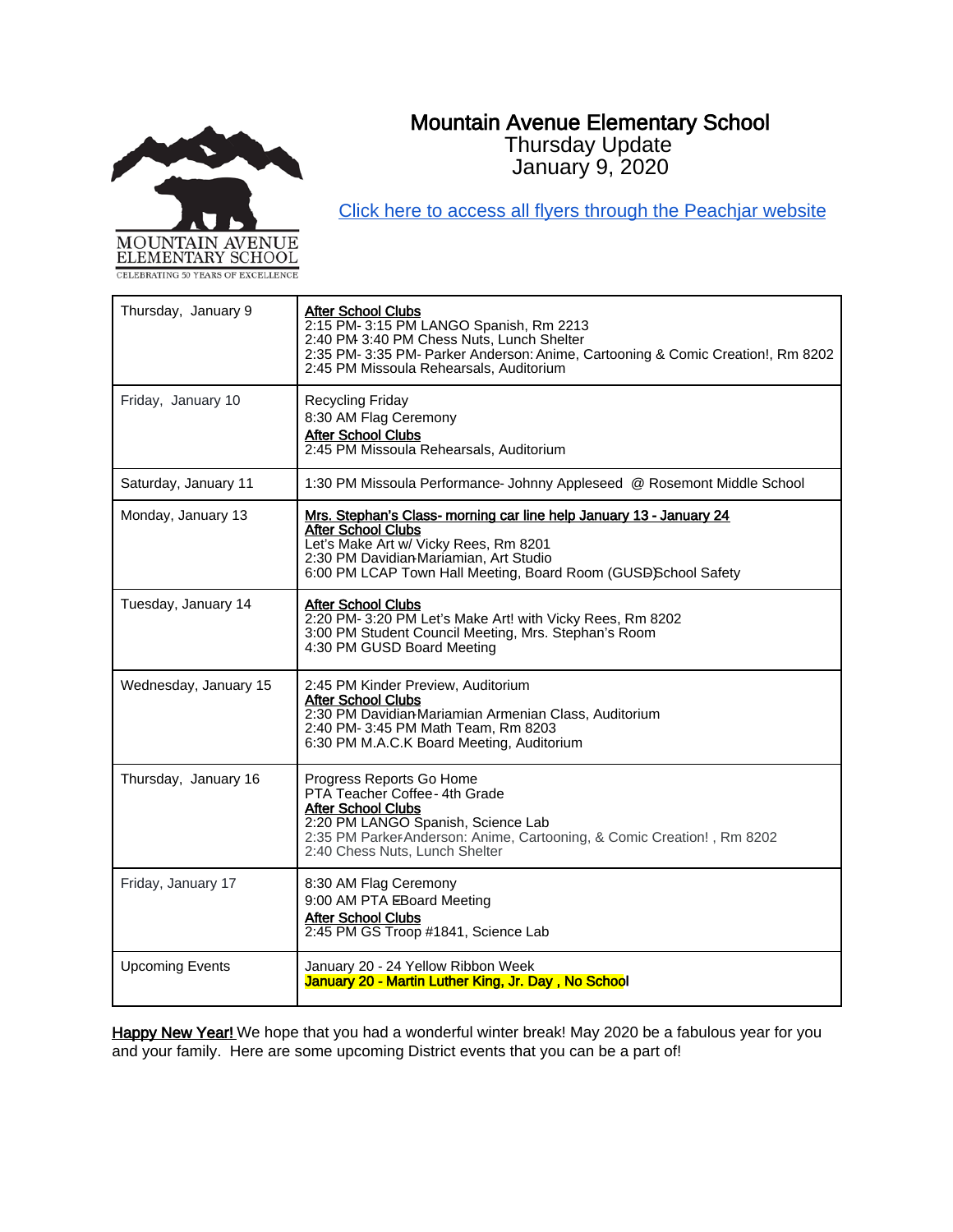MOUNTAIN AVENUE ELEMENTARY SCHOOL
CELEBRATING 50 YEARS OF EXCELLENCE

# Mountain Avenue Elementary School

Thursday Update
January 9, 2020

Click here to access all flyers through the Peachjar website

| | |
|---|---|
| Thursday, January 9 | **After School Clubs**<br>2:15 PM- 3:15 PM LANGO Spanish, Rm 2213<br>2:40 PM- 3:40 PM Chess Nuts, Lunch Shelter<br>2:35 PM- 3:35 PM- Parker Anderson: Anime, Cartooning & Comic Creation!, Rm 8202<br>2:45 PM Missoula Rehearsals, Auditorium |
| Friday, January 10 | Recycling Friday<br>8:30 AM Flag Ceremony<br>**After School Clubs**<br>2:45 PM Missoula Rehearsals, Auditorium |
| Saturday, January 11 | 1:30 PM Missoula Performance- Johnny Appleseed @ Rosemont Middle School |
| Monday, January 13 | **Mrs. Stephan's Class- morning car line help January 13 - January 24**<br>**After School Clubs**<br>Let's Make Art w/ Vicky Rees, Rm 8201<br>2:30 PM Davidian-Mariamian, Art Studio<br>6:00 PM LCAP Town Hall Meeting, Board Room (GUSD)School Safety |
| Tuesday, January 14 | **After School Clubs**<br>2:20 PM- 3:20 PM Let's Make Art! with Vicky Rees, Rm 8202<br>3:00 PM Student Council Meeting, Mrs. Stephan's Room<br>4:30 PM GUSD Board Meeting |
| Wednesday, January 15 | 2:45 PM Kinder Preview, Auditorium<br>**After School Clubs**<br>2:30 PM Davidian-Mariamian Armenian Class, Auditorium<br>2:40 PM- 3:45 PM Math Team, Rm 8203<br>6:30 PM M.A.C.K Board Meeting, Auditorium |
| Thursday, January 16 | Progress Reports Go Home<br>PTA Teacher Coffee- 4th Grade<br>**After School Clubs**<br>2:20 PM LANGO Spanish, Science Lab<br>2:35 PM Parker-Anderson: Anime, Cartooning, & Comic Creation! , Rm 8202<br>2:40 Chess Nuts, Lunch Shelter |
| Friday, January 17 | 8:30 AM Flag Ceremony<br>9:00 AM PTA EBoard Meeting<br>**After School Clubs**<br>2:45 PM GS Troop #1841, Science Lab |
| Upcoming Events | January 20 - 24 Yellow Ribbon Week<br>**January 20 - Martin Luther King, Jr. Day , No School** |

**Happy New Year!** We hope that you had a wonderful winter break! May 2020 be a fabulous year for you and your family. Here are some upcoming District events that you can be a part of!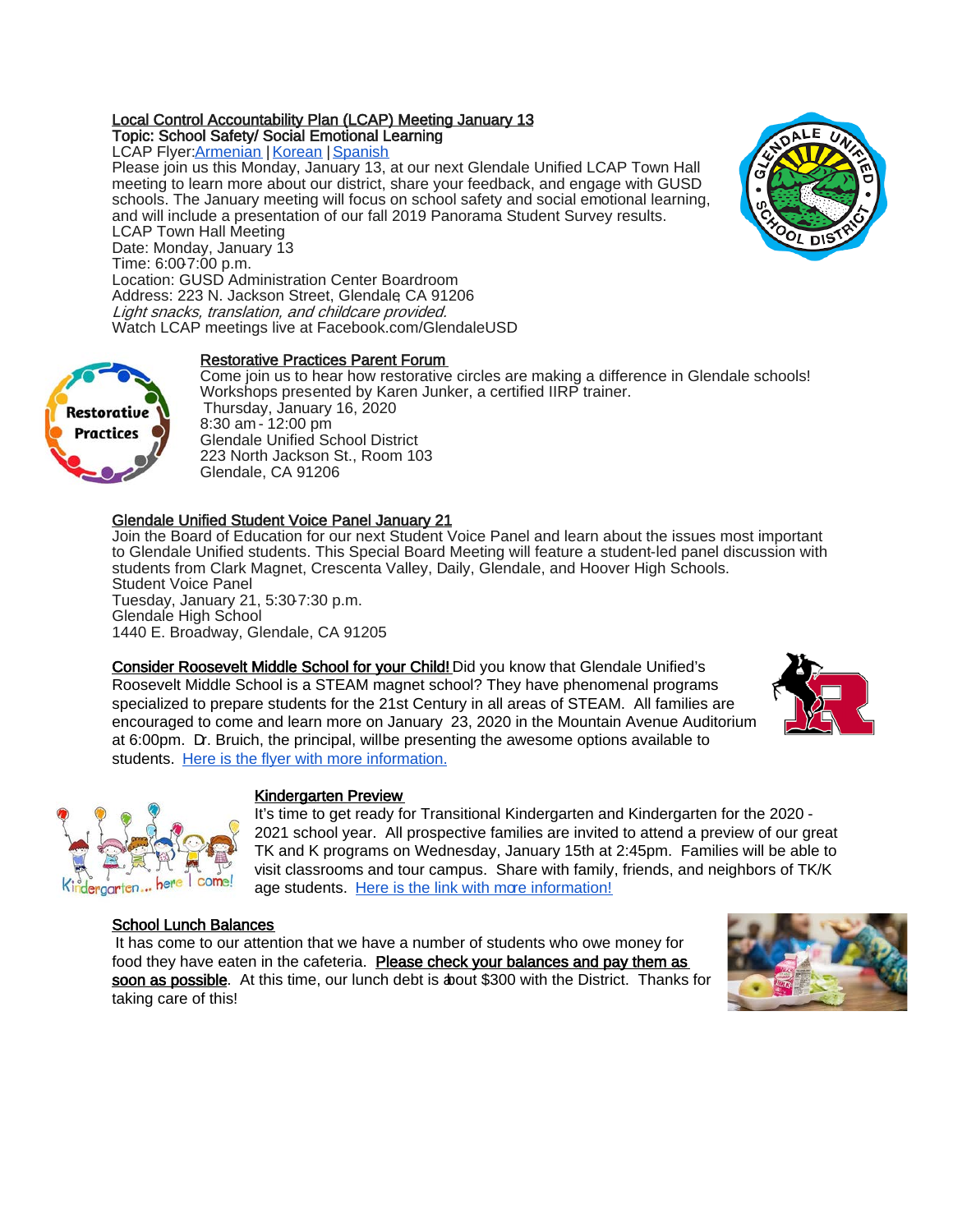## Local Control Accountability Plan (LCAP) Meeting January 13

**Topic: School Safety/ Social Emotional Learning**

LCAP Flyer: Armenian | Korean | Spanish

Please join us this Monday, January 13, at our next Glendale Unified LCAP Town Hall meeting to learn more about our district, share your feedback, and engage with GUSD schools. The January meeting will focus on school safety and social emotional learning, and will include a presentation of our fall 2019 Panorama Student Survey results.

LCAP Town Hall Meeting
Date: Monday, January 13
Time: 6:00-7:00 p.m.
Location: GUSD Administration Center Boardroom
Address: 223 N. Jackson Street, Glendale, CA 91206
*Light snacks, translation, and childcare provided.*
Watch LCAP meetings live at Facebook.com/GlendaleUSD

## Restorative Practices Parent Forum

Come join us to hear how restorative circles are making a difference in Glendale schools! Workshops presented by Karen Junker, a certified IIRP trainer.
Thursday, January 16, 2020
8:30 am - 12:00 pm
Glendale Unified School District
223 North Jackson St., Room 103
Glendale, CA 91206

## Glendale Unified Student Voice Panel January 21

Join the Board of Education for our next Student Voice Panel and learn about the issues most important to Glendale Unified students. This Special Board Meeting will feature a student-led panel discussion with students from Clark Magnet, Crescenta Valley, Daily, Glendale, and Hoover High Schools.
Student Voice Panel
Tuesday, January 21, 5:30-7:30 p.m.
Glendale High School
1440 E. Broadway, Glendale, CA 91205

**Consider Roosevelt Middle School for your Child!** Did you know that Glendale Unified's Roosevelt Middle School is a STEAM magnet school? They have phenomenal programs specialized to prepare students for the 21st Century in all areas of STEAM. All families are encouraged to come and learn more on January 23, 2020 in the Mountain Avenue Auditorium at 6:00pm. Dr. Bruich, the principal, will be presenting the awesome options available to students. Here is the flyer with more information.

## Kindergarten Preview

It's time to get ready for Transitional Kindergarten and Kindergarten for the 2020 - 2021 school year. All prospective families are invited to attend a preview of our great TK and K programs on Wednesday, January 15th at 2:45pm. Families will be able to visit classrooms and tour campus. Share with family, friends, and neighbors of TK/K age students. Here is the link with more information!

## School Lunch Balances

It has come to our attention that we have a number of students who owe money for food they have eaten in the cafeteria. **Please check your balances and pay them as soon as possible**. At this time, our lunch debt is about $300 with the District. Thanks for taking care of this!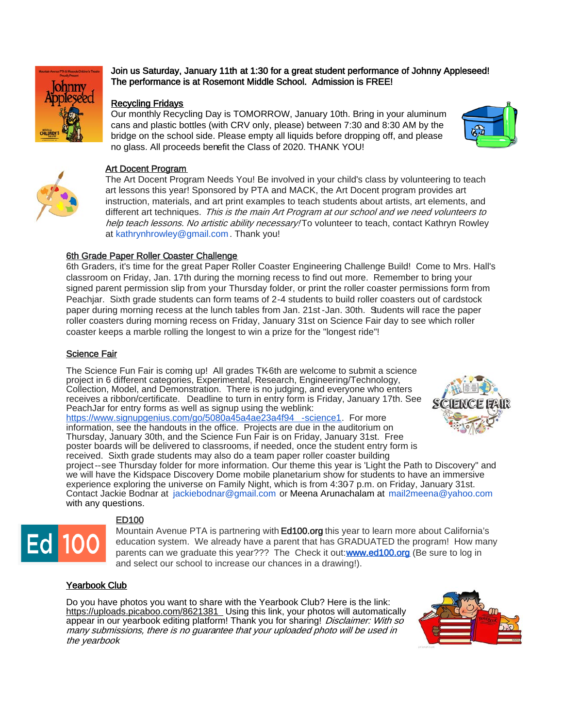**Join us Saturday, January 11th at 1:30 for a great student performance of Johnny Appleseed! The performance is at Rosemont Middle School. Admission is FREE!**

## Recycling Fridays

Our monthly Recycling Day is TOMORROW, January 10th. Bring in your aluminum cans and plastic bottles (with CRV only, please) between 7:30 and 8:30 AM by the bridge on the school side. Please empty all liquids before dropping off, and please no glass. All proceeds benefit the Class of 2020. THANK YOU!

## Art Docent Program

The Art Docent Program Needs You! Be involved in your child's class by volunteering to teach art lessons this year! Sponsored by PTA and MACK, the Art Docent program provides art instruction, materials, and art print examples to teach students about artists, art elements, and different art techniques. *This is the main Art Program at our school and we need volunteers to help teach lessons. No artistic ability necessary!* To volunteer to teach, contact Kathryn Rowley at kathrynhrowley@gmail.com. Thank you!

## 6th Grade Paper Roller Coaster Challenge

6th Graders, it's time for the great Paper Roller Coaster Engineering Challenge Build! Come to Mrs. Hall's classroom on Friday, Jan. 17th during the morning recess to find out more. Remember to bring your signed parent permission slip from your Thursday folder, or print the roller coaster permissions form from Peachjar. Sixth grade students can form teams of 2-4 students to build roller coasters out of cardstock paper during morning recess at the lunch tables from Jan. 21st-Jan. 30th. Students will race the paper roller coasters during morning recess on Friday, January 31st on Science Fair day to see which roller coaster keeps a marble rolling the longest to win a prize for the "longest ride"!

## Science Fair

The Science Fun Fair is coming up! All grades TK-6th are welcome to submit a science project in 6 different categories, Experimental, Research, Engineering/Technology, Collection, Model, and Demonstration. There is no judging, and everyone who enters receives a ribbon/certificate. Deadline to turn in entry form is Friday, January 17th. See PeachJar for entry forms as well as signup using the weblink: https://www.signupgenius.com/go/5080a45a4ae23a4f94 -science1. For more information, see the handouts in the office. Projects are due in the auditorium on Thursday, January 30th, and the Science Fun Fair is on Friday, January 31st. Free poster boards will be delivered to classrooms, if needed, once the student entry form is received. Sixth grade students may also do a team paper roller coaster building project--see Thursday folder for more information. Our theme this year is 'Light the Path to Discovery" and we will have the Kidspace Discovery Dome mobile planetarium show for students to have an immersive experience exploring the universe on Family Night, which is from 4:30-7 p.m. on Friday, January 31st. Contact Jackie Bodnar at jackiebodnar@gmail.com or Meena Arunachalam at mail2meena@yahoo.com with any questions.

## ED100

Mountain Avenue PTA is partnering with **Ed100.org** this year to learn more about California's education system. We already have a parent that has GRADUATED the program! How many parents can we graduate this year??? The Check it out: **www.ed100.org** (Be sure to log in and select our school to increase our chances in a drawing!).

## Yearbook Club

Do you have photos you want to share with the Yearbook Club? Here is the link: https://uploads.picaboo.com/8621381 Using this link, your photos will automatically appear in our yearbook editing platform! Thank you for sharing! *Disclaimer: With so many submissions, there is no guarantee that your uploaded photo will be used in the yearbook*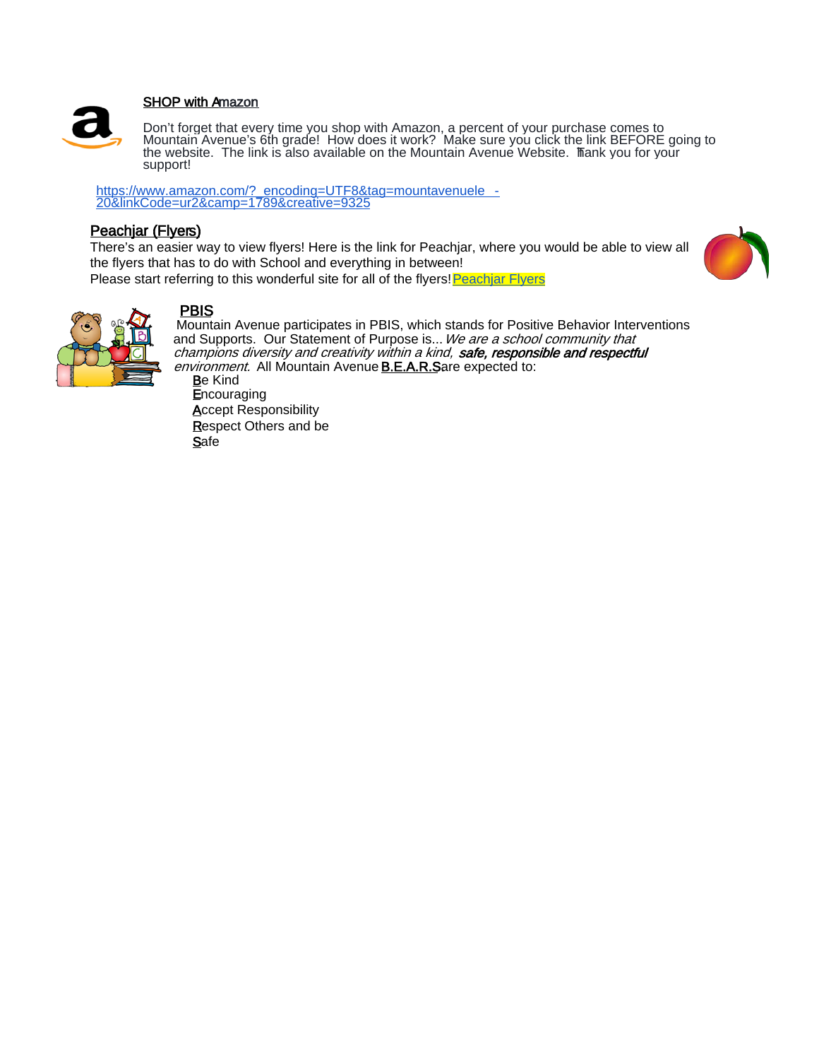## SHOP with Amazon

Don't forget that every time you shop with Amazon, a percent of your purchase comes to Mountain Avenue's 6th grade! How does it work? Make sure you click the link BEFORE going to the website. The link is also available on the Mountain Avenue Website. Thank you for your support!

https://www.amazon.com/?_encoding=UTF8&tag=mountavenuele_-20&linkCode=ur2&camp=1789&creative=9325

## Peachjar (Flyers)

There's an easier way to view flyers! Here is the link for Peachjar, where you would be able to view all the flyers that has to do with School and everything in between!
Please start referring to this wonderful site for all of the flyers! Peachjar Flyers

## PBIS

Mountain Avenue participates in PBIS, which stands for Positive Behavior Interventions and Supports. Our Statement of Purpose is... *We are a school community that champions diversity and creativity within a kind,* ***safe, responsible and respectful*** *environment.* All Mountain Avenue **B.E.A.R.S** are expected to:

**B**e Kind
**E**ncouraging
**A**ccept Responsibility
**R**espect Others and be
**S**afe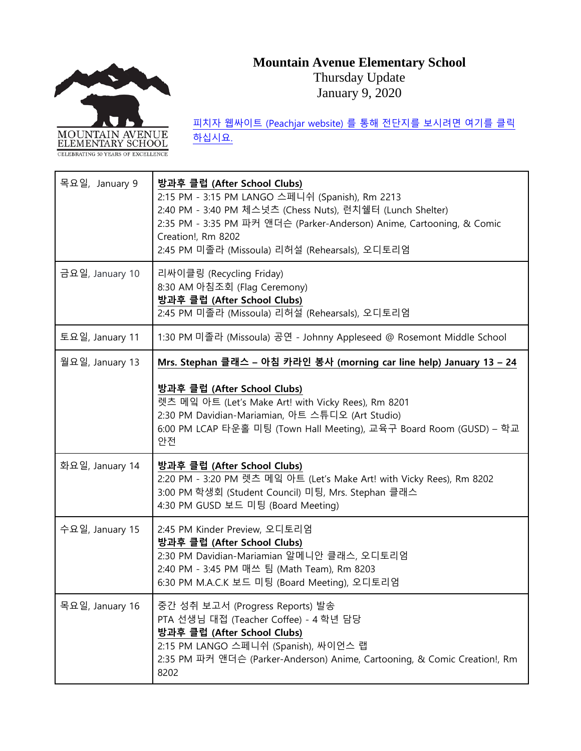# Mountain Avenue Elementary School

Thursday Update
January 9, 2020

피치자 웹싸이트 (Peachjar website) 를 통해 전단지를 보시려면 여기를 클릭 하십시요.

| | |
|---|---|
| 목요일, January 9 | **방과후 클럽 (After School Clubs)**<br>2:15 PM - 3:15 PM LANGO 스페니쉬 (Spanish), Rm 2213<br>2:40 PM - 3:40 PM 체스넛츠 (Chess Nuts), 런치쉘터 (Lunch Shelter)<br>2:35 PM - 3:35 PM 파커 앤더슨 (Parker-Anderson) Anime, Cartooning, & Comic Creation!, Rm 8202<br>2:45 PM 미졸라 (Missoula) 리허설 (Rehearsals), 오디토리엄 |
| 금요일, January 10 | 리싸이클링 (Recycling Friday)<br>8:30 AM 아침조회 (Flag Ceremony)<br>**방과후 클럽 (After School Clubs)**<br>2:45 PM 미졸라 (Missoula) 리허설 (Rehearsals), 오디토리엄 |
| 토요일, January 11 | 1:30 PM 미졸라 (Missoula) 공연 - Johnny Appleseed @ Rosemont Middle School |
| 월요일, January 13 | **Mrs. Stephan 클래스 – 아침 카라인 봉사 (morning car line help) January 13 – 24**<br><br>**방과후 클럽 (After School Clubs)**<br>렛츠 메잌 아트 (Let's Make Art! with Vicky Rees), Rm 8201<br>2:30 PM Davidian-Mariamian, 아트 스튜디오 (Art Studio)<br>6:00 PM LCAP 타운홀 미팅 (Town Hall Meeting), 교육구 Board Room (GUSD) – 학교 안전 |
| 화요일, January 14 | **방과후 클럽 (After School Clubs)**<br>2:20 PM - 3:20 PM 렛츠 메잌 아트 (Let's Make Art! with Vicky Rees), Rm 8202<br>3:00 PM 학생회 (Student Council) 미팅, Mrs. Stephan 클래스<br>4:30 PM GUSD 보드 미팅 (Board Meeting) |
| 수요일, January 15 | 2:45 PM Kinder Preview, 오디토리엄<br>**방과후 클럽 (After School Clubs)**<br>2:30 PM Davidian-Mariamian 알메니안 클래스, 오디토리엄<br>2:40 PM - 3:45 PM 매쓰 팀 (Math Team), Rm 8203<br>6:30 PM M.A.C.K 보드 미팅 (Board Meeting), 오디토리엄 |
| 목요일, January 16 | 중간 성취 보고서 (Progress Reports) 발송<br>PTA 선생님 대접 (Teacher Coffee) - 4 학년 담당<br>**방과후 클럽 (After School Clubs)**<br>2:15 PM LANGO 스페니쉬 (Spanish), 싸이언스 랩<br>2:35 PM 파커 앤더슨 (Parker-Anderson) Anime, Cartooning, & Comic Creation!, Rm 8202 |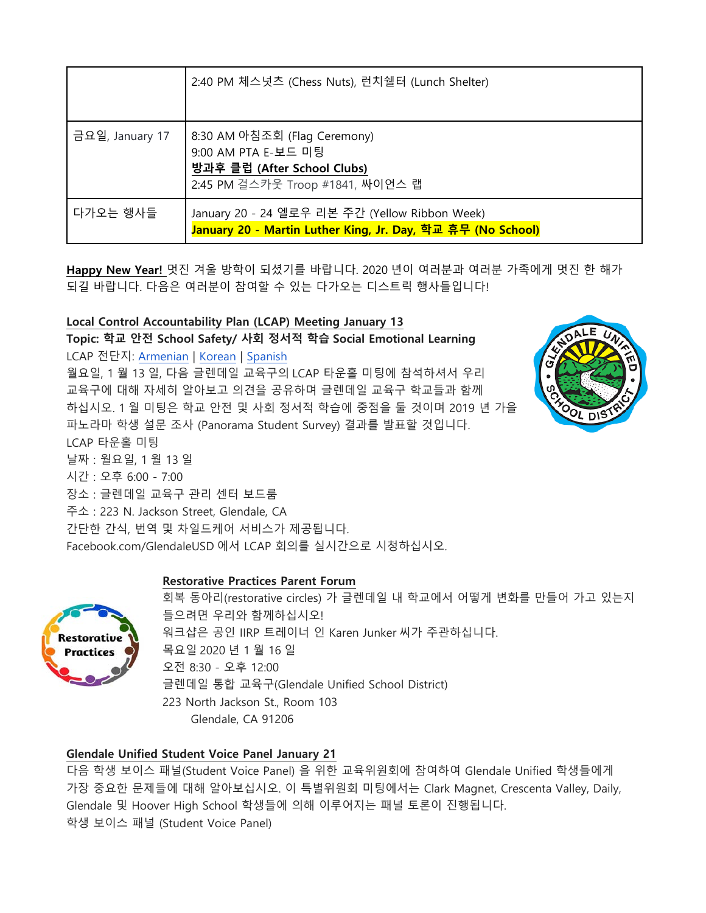| | |
|---|---|
| | 2:40 PM 체스넛츠 (Chess Nuts), 런치쉘터 (Lunch Shelter) |
| 금요일, January 17 | 8:30 AM 아침조회 (Flag Ceremony)<br>9:00 AM PTA E-보드 미팅<br>**방과후 클럽 (After School Clubs)**<br>2:45 PM 걸스카웃 Troop #1841, 싸이언스 랩 |
| 다가오는 행사들 | January 20 - 24 옐로우 리본 주간 (Yellow Ribbon Week)<br>**January 20 - Martin Luther King, Jr. Day, 학교 휴무 (No School)** |

**Happy New Year!** 멋진 겨울 방학이 되셨기를 바랍니다. 2020 년이 여러분과 여러분 가족에게 멋진 한 해가 되길 바랍니다. 다음은 여러분이 참여할 수 있는 다가오는 디스트릭 행사들입니다!

**Local Control Accountability Plan (LCAP) Meeting January 13**

**Topic: 학교 안전 School Safety/ 사회 정서적 학습 Social Emotional Learning**

LCAP 전단지: Armenian | Korean | Spanish

월요일, 1 월 13 일, 다음 글렌데일 교육구의 LCAP 타운홀 미팅에 참석하셔서 우리 교육구에 대해 자세히 알아보고 의견을 공유하며 글렌데일 교육구 학교들과 함께 하십시오. 1 월 미팅은 학교 안전 및 사회 정서적 학습에 중점을 둘 것이며 2019 년 가을 파노라마 학생 설문 조사 (Panorama Student Survey) 결과를 발표할 것입니다.

LCAP 타운홀 미팅
날짜 : 월요일, 1 월 13 일
시간 : 오후 6:00 - 7:00
장소 : 글렌데일 교육구 관리 센터 보드룸
주소 : 223 N. Jackson Street, Glendale, CA
간단한 간식, 번역 및 차일드케어 서비스가 제공됩니다.
Facebook.com/GlendaleUSD 에서 LCAP 회의를 실시간으로 시청하십시오.

**Restorative Practices Parent Forum**

회복 동아리(restorative circles) 가 글렌데일 내 학교에서 어떻게 변화를 만들어 가고 있는지 들으려면 우리와 함께하십시오!
워크샵은 공인 IIRP 트레이너 인 Karen Junker 씨가 주관하십니다.
목요일 2020 년 1 월 16 일
오전 8:30 - 오후 12:00
글렌데일 통합 교육구(Glendale Unified School District)
223 North Jackson St., Room 103
Glendale, CA 91206

**Glendale Unified Student Voice Panel January 21**

다음 학생 보이스 패널(Student Voice Panel) 을 위한 교육위원회에 참여하여 Glendale Unified 학생들에게 가장 중요한 문제들에 대해 알아보십시오. 이 특별위원회 미팅에서는 Clark Magnet, Crescenta Valley, Daily, Glendale 및 Hoover High School 학생들에 의해 이루어지는 패널 토론이 진행됩니다.
학생 보이스 패널 (Student Voice Panel)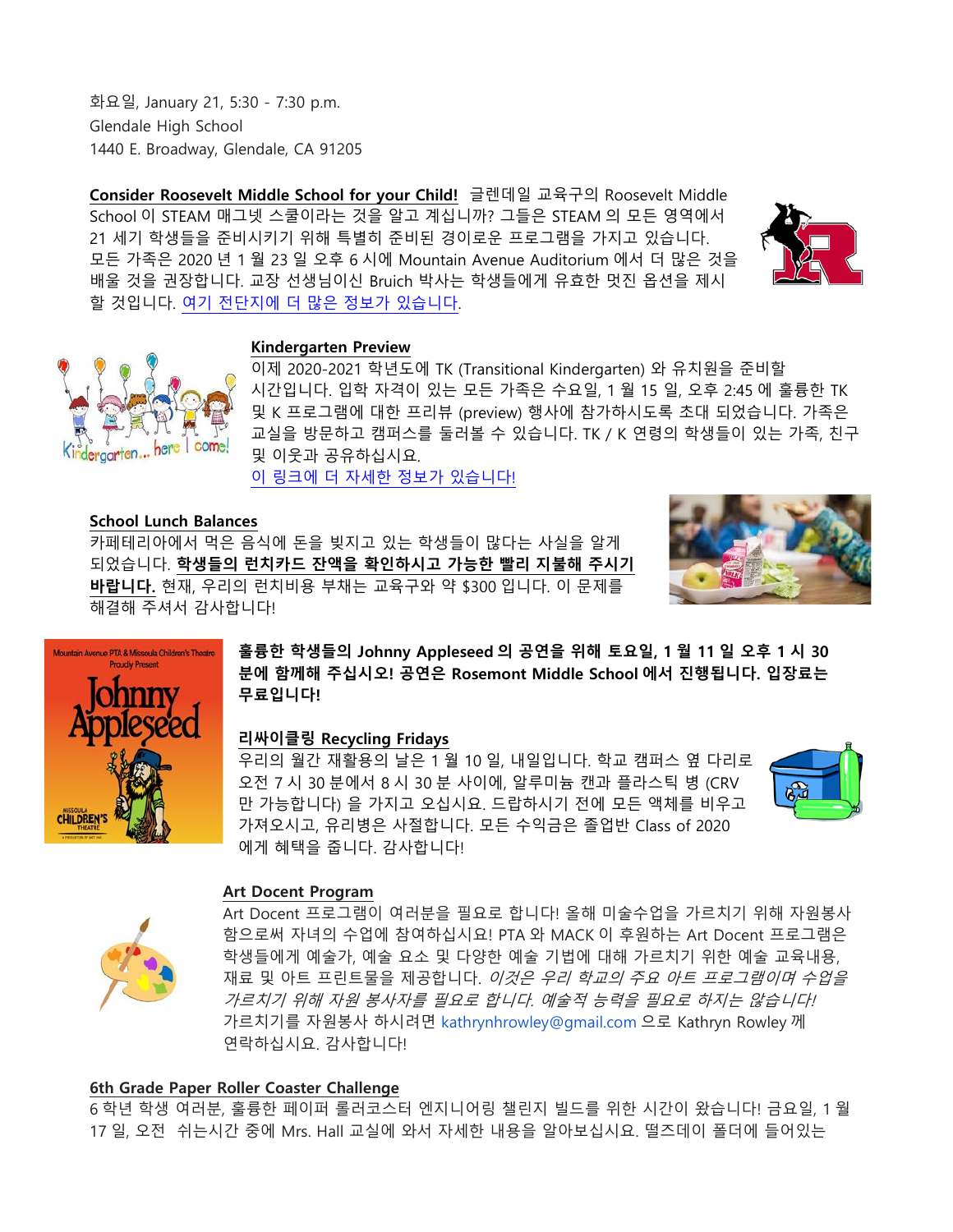화요일, January 21, 5:30 - 7:30 p.m.
Glendale High School
1440 E. Broadway, Glendale, CA 91205

**Consider Roosevelt Middle School for your Child!** 글렌데일 교육구의 Roosevelt Middle School 이 STEAM 매그넷 스쿨이라는 것을 알고 계십니까? 그들은 STEAM 의 모든 영역에서 21 세기 학생들을 준비시키기 위해 특별히 준비된 경이로운 프로그램을 가지고 있습니다. 모든 가족은 2020 년 1 월 23 일 오후 6 시에 Mountain Avenue Auditorium 에서 더 많은 것을 배울 것을 권장합니다. 교장 선생님이신 Bruich 박사는 학생들에게 유효한 멋진 옵션을 제시할 것입니다. 여기 전단지에 더 많은 정보가 있습니다.

**Kindergarten Preview**

이제 2020-2021 학년도에 TK (Transitional Kindergarten) 와 유치원을 준비할 시간입니다. 입학 자격이 있는 모든 가족은 수요일, 1 월 15 일, 오후 2:45 에 훌륭한 TK 및 K 프로그램에 대한 프리뷰 (preview) 행사에 참가하시도록 초대 되었습니다. 가족은 교실을 방문하고 캠퍼스를 둘러볼 수 있습니다. TK / K 연령의 학생들이 있는 가족, 친구 및 이웃과 공유하십시요.
이 링크에 더 자세한 정보가 있습니다!

**School Lunch Balances**

카페테리아에서 먹은 음식에 돈을 빚지고 있는 학생들이 많다는 사실을 알게 되었습니다. **학생들의 런치카드 잔액을 확인하시고 가능한 빨리 지불해 주시기 바랍니다.** 현재, 우리의 런치비용 부채는 교육구와 약 $300 입니다. 이 문제를 해결해 주셔서 감사합니다!

**훌륭한 학생들의 Johnny Appleseed 의 공연을 위해 토요일, 1 월 11 일 오후 1 시 30 분에 함께해 주십시오! 공연은 Rosemont Middle School 에서 진행됩니다. 입장료는 무료입니다!**

**리싸이클링 Recycling Fridays**

우리의 월간 재활용의 날은 1 월 10 일, 내일입니다. 학교 캠퍼스 옆 다리로 오전 7 시 30 분에서 8 시 30 분 사이에, 알루미늄 캔과 플라스틱 병 (CRV 만 가능합니다) 을 가지고 오십시오. 드랍하시기 전에 모든 액체를 비우고 가져오시고, 유리병은 사절합니다. 모든 수익금은 졸업반 Class of 2020 에게 혜택을 줍니다. 감사합니다!

**Art Docent Program**

Art Docent 프로그램이 여러분을 필요로 합니다! 올해 미술수업을 가르치기 위해 자원봉사 함으로써 자녀의 수업에 참여하십시요! PTA 와 MACK 이 후원하는 Art Docent 프로그램은 학생들에게 예술가, 예술 요소 및 다양한 예술 기법에 대해 가르치기 위한 예술 교육내용, 재료 및 아트 프린트물을 제공합니다. *이것은 우리 학교의 주요 아트 프로그램이며 수업을 가르치기 위해 자원 봉사자를 필요로 합니다. 예술적 능력을 필요로 하지는 않습니다!* 가르치기를 자원봉사 하시려면 kathrynhrowley@gmail.com 으로 Kathryn Rowley 께 연락하십시요. 감사합니다!

**6th Grade Paper Roller Coaster Challenge**

6 학년 학생 여러분, 훌륭한 페이퍼 롤러코스터 엔지니어링 챌린지 빌드를 위한 시간이 왔습니다! 금요일, 1 월 17 일, 오전 쉬는시간 중에 Mrs. Hall 교실에 와서 자세한 내용을 알아보십시요. 떨즈데이 폴더에 들어있는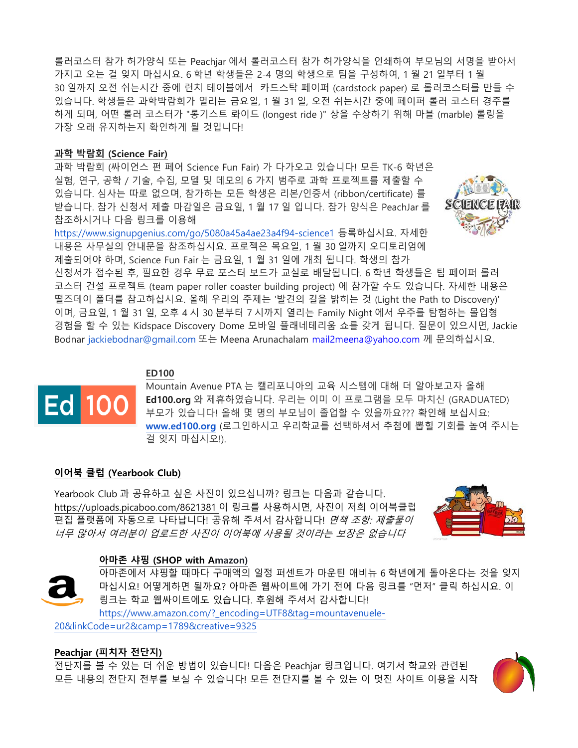롤러코스터 참가 허가양식 또는 Peachjar 에서 롤러코스터 참가 허가양식을 인쇄하여 부모님의 서명을 받아서 가지고 오는 걸 잊지 마십시요. 6 학년 학생들은 2-4 명의 학생으로 팀을 구성하여, 1 월 21 일부터 1 월 30 일까지 오전 쉬는시간 중에 런치 테이블에서 카드스탁 페이퍼 (cardstock paper) 로 롤러코스터를 만들 수 있습니다. 학생들은 과학박람회가 열리는 금요일, 1 월 31 일, 오전 쉬는시간 중에 페이퍼 롤러 코스터 경주를 하게 되며, 어떤 롤러 코스터가 "롱기스트 롸이드 (longest ride )" 상을 수상하기 위해 마블 (marble) 롤링을 가장 오래 유지하는지 확인하게 될 것입니다!

## 과학 박람회 (Science Fair)

과학 박람회 (싸이언스 펀 페어 Science Fun Fair) 가 다가오고 있습니다! 모든 TK-6 학년은 실험, 연구, 공학 / 기술, 수집, 모델 및 데모의 6 가지 범주로 과학 프로젝트를 제출할 수 있습니다. 심사는 따로 없으며, 참가하는 모든 학생은 리본/인증서 (ribbon/certificate) 를 받습니다. 참가 신청서 제출 마감일은 금요일, 1 월 17 일 입니다. 참가 양식은 PeachJar 를 참조하시거나 다음 링크를 이용해 https://www.signupgenius.com/go/5080a45a4ae23a4f94-science1 등록하십시요. 자세한 내용은 사무실의 안내문을 참조하십시요. 프로젝은 목요일, 1 월 30 일까지 오디토리엄에 제출되어야 하며, Science Fun Fair 는 금요일, 1 월 31 일에 개최 됩니다. 학생의 참가 신청서가 접수된 후, 필요한 경우 무료 포스터 보드가 교실로 배달됩니다. 6 학년 학생들은 팀 페이퍼 롤러 코스터 건설 프로젝트 (team paper roller coaster building project) 에 참가할 수도 있습니다. 자세한 내용은 떨즈데이 폴더를 참고하십시요. 올해 우리의 주제는 '발견의 길을 밝히는 것 (Light the Path to Discovery)' 이며, 금요일, 1 월 31 일, 오후 4 시 30 분부터 7 시까지 열리는 Family Night 에서 우주를 탐험하는 몰입형 경험을 할 수 있는 Kidspace Discovery Dome 모바일 플래네테리움 쇼를 갖게 됩니다. 질문이 있으시면, Jackie Bodnar jackiebodnar@gmail.com 또는 Meena Arunachalam mail2meena@yahoo.com 께 문의하십시요.

## ED100

Mountain Avenue PTA 는 캘리포니아의 교육 시스템에 대해 더 알아보고자 올해 **Ed100.org** 와 제휴하였습니다. 우리는 이미 이 프로그램을 모두 마치신 (GRADUATED) 부모가 있습니다! 올해 몇 명의 부모님이 졸업할 수 있을까요??? 확인해 보십시요: **www.ed100.org** (로그인하시고 우리학교를 선택하셔서 추첨에 뽑힐 기회를 높여 주시는 걸 잊지 마십시오!).

## 이어북 클럽 (Yearbook Club)

Yearbook Club 과 공유하고 싶은 사진이 있으십니까? 링크는 다음과 같습니다. https://uploads.picaboo.com/8621381 이 링크를 사용하시면, 사진이 저희 이어북클럽 편집 플랫폼에 자동으로 나타납니다! 공유해 주셔서 감사합니다! *면책 조항: 제출물이 너무 많아서 여러분이 업로드한 사진이 이어북에 사용될 것이라는 보장은 없습니다*

## 아마존 샤핑 (SHOP with Amazon)

아마존에서 샤핑할 때마다 구매액의 일정 퍼센트가 마운틴 애비뉴 6 학년에게 돌아온다는 것을 잊지 마십시요! 어떻게하면 될까요? 아마존 웹싸이트에 가기 전에 다음 링크를 "먼저" 클릭 하십시요. 이 링크는 학교 웹싸이트에도 있습니다. 후원해 주셔서 감사합니다!
https://www.amazon.com/?_encoding=UTF8&tag=mountavenuele-20&linkCode=ur2&camp=1789&creative=9325

## Peachjar (피치자 전단지)

전단지를 볼 수 있는 더 쉬운 방법이 있습니다! 다음은 Peachjar 링크입니다. 여기서 학교와 관련된 모든 내용의 전단지 전부를 보실 수 있습니다! 모든 전단지를 볼 수 있는 이 멋진 사이트 이용을 시작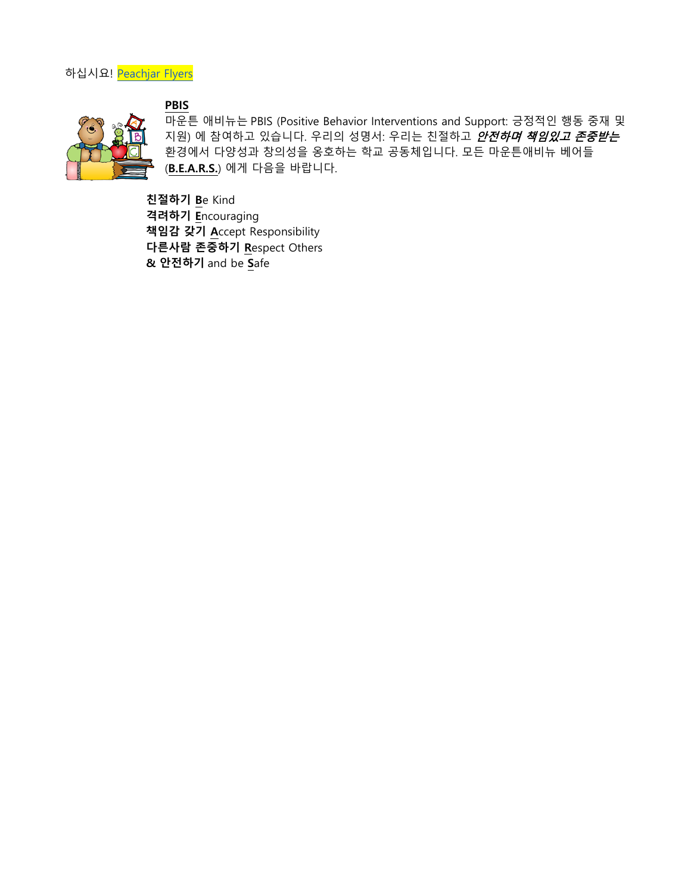하십시요! Peachjar Flyers

**PBIS**

마운튼 애비뉴는 PBIS (Positive Behavior Interventions and Support: 긍정적인 행동 중재 및 지원) 에 참여하고 있습니다. 우리의 성명서: 우리는 친절하고 ***안전하며 책임있고 존중받는*** 환경에서 다양성과 창의성을 옹호하는 학교 공동체입니다. 모든 마운튼애비뉴 베어들 (**B.E.A.R.S.**) 에게 다음을 바랍니다.

**친절하기** **B**e Kind
**격려하기** **E**ncouraging
**책임감 갖기** **A**ccept Responsibility
**다른사람 존중하기** **R**espect Others
**& 안전하기** and be **S**afe